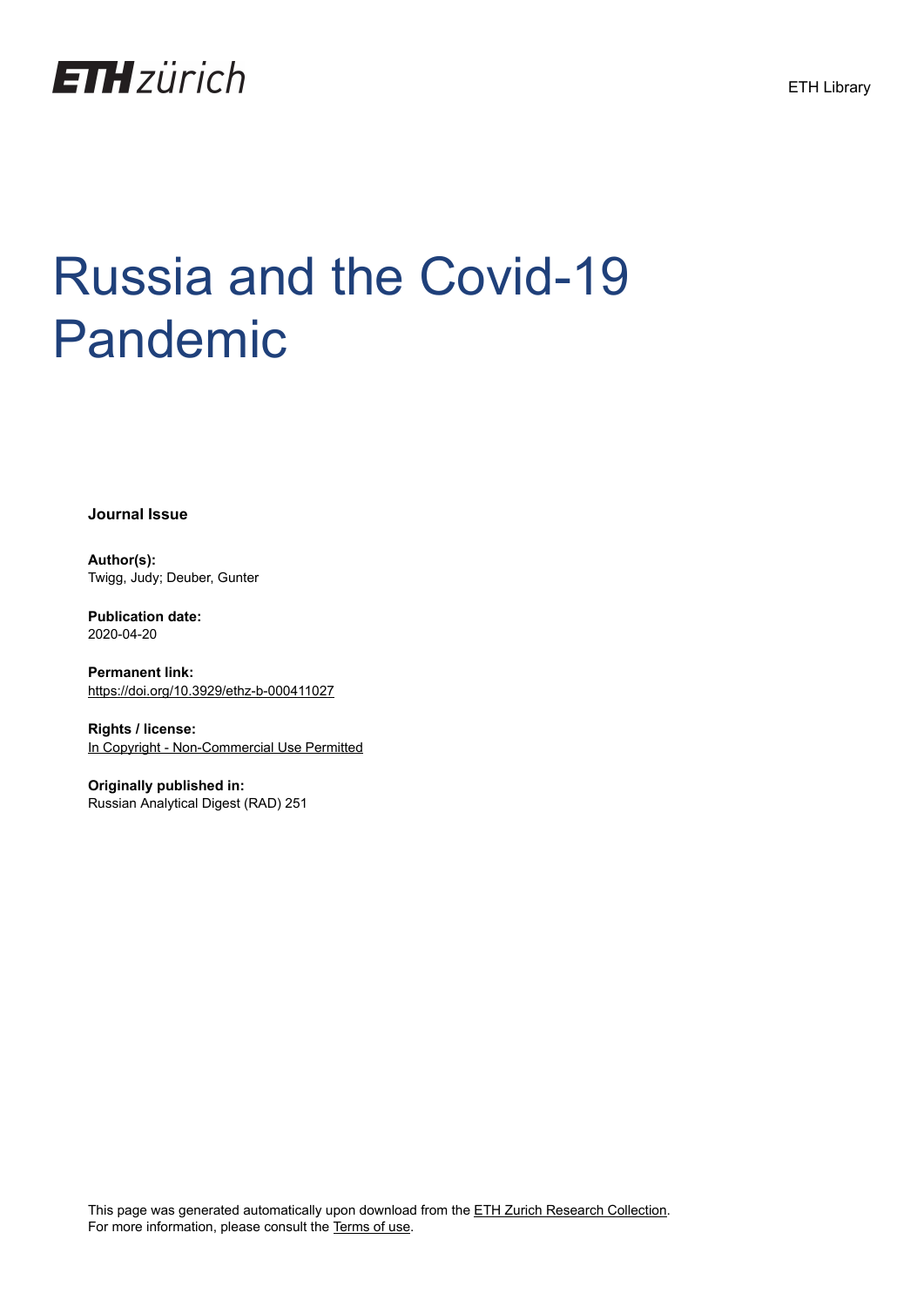ETH zürich

ETH Library

# Russia and the Covid-19 Pandemic

**Journal Issue**

**Author(s):**
Twigg, Judy; Deuber, Gunter

**Publication date:**
2020-04-20

**Permanent link:**
https://doi.org/10.3929/ethz-b-000411027

**Rights / license:**
In Copyright - Non-Commercial Use Permitted

**Originally published in:**
Russian Analytical Digest (RAD) 251

This page was generated automatically upon download from the ETH Zurich Research Collection.
For more information, please consult the Terms of use.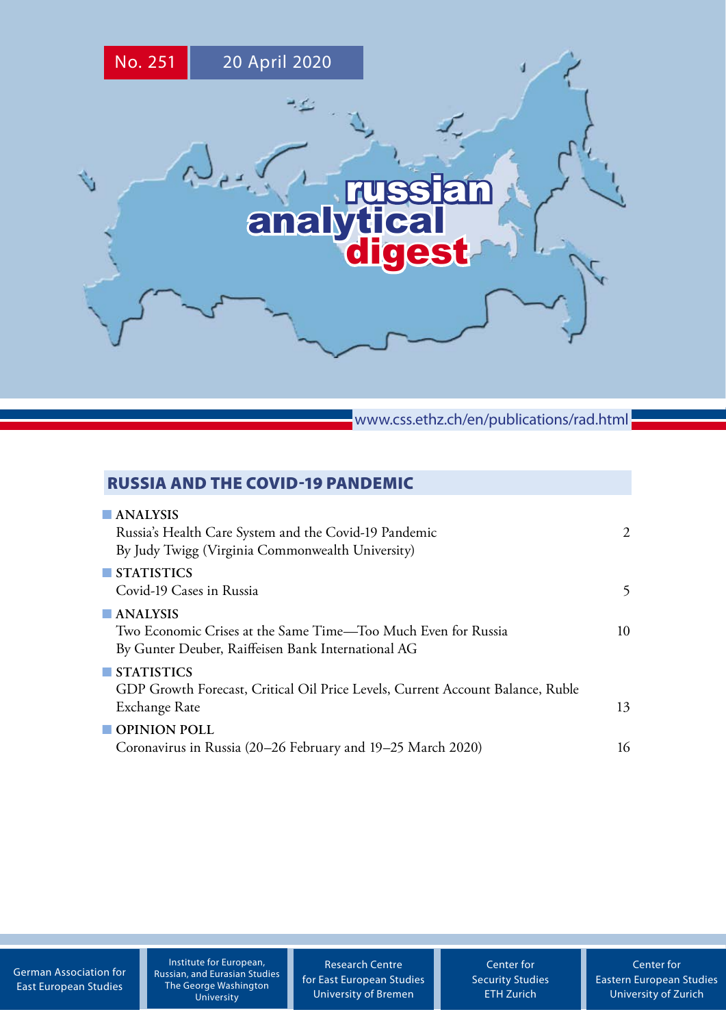No. 251 | 20 April 2020

# russian analytical digest

www.css.ethz.ch/en/publications/rad.html

## RUSSIA AND THE COVID-19 PANDEMIC

| | |
|---|---|
| **ANALYSIS**<br>Russia's Health Care System and the Covid-19 Pandemic<br>By Judy Twigg (Virginia Commonwealth University) | 2 |
| **STATISTICS**<br>Covid-19 Cases in Russia | 5 |
| **ANALYSIS**<br>Two Economic Crises at the Same Time—Too Much Even for Russia<br>By Gunter Deuber, Raiffeisen Bank International AG | 10 |
| **STATISTICS**<br>GDP Growth Forecast, Critical Oil Price Levels, Current Account Balance, Ruble Exchange Rate | 13 |
| **OPINION POLL**<br>Coronavirus in Russia (20–26 February and 19–25 March 2020) | 16 |

German Association for East European Studies

Institute for European, Russian, and Eurasian Studies
The George Washington University

Research Centre for East European Studies
University of Bremen

Center for Security Studies
ETH Zurich

Center for Eastern European Studies
University of Zurich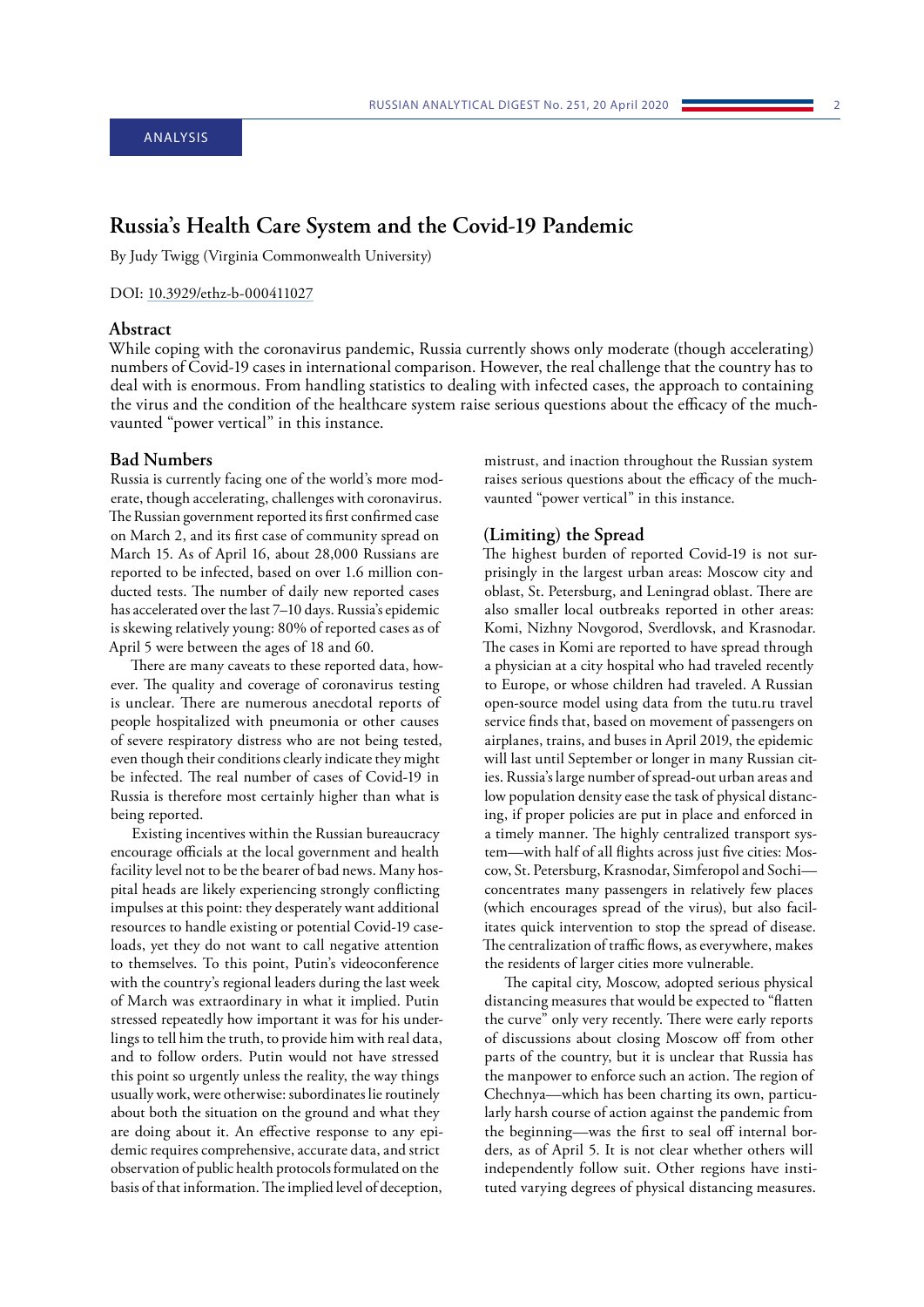ANALYSIS

# Russia's Health Care System and the Covid-19 Pandemic

By Judy Twigg (Virginia Commonwealth University)

DOI: 10.3929/ethz-b-000411027

## Abstract

While coping with the coronavirus pandemic, Russia currently shows only moderate (though accelerating) numbers of Covid-19 cases in international comparison. However, the real challenge that the country has to deal with is enormous. From handling statistics to dealing with infected cases, the approach to containing the virus and the condition of the healthcare system raise serious questions about the efficacy of the much-vaunted "power vertical" in this instance.

## Bad Numbers

Russia is currently facing one of the world's more moderate, though accelerating, challenges with coronavirus. The Russian government reported its first confirmed case on March 2, and its first case of community spread on March 15. As of April 16, about 28,000 Russians are reported to be infected, based on over 1.6 million conducted tests. The number of daily new reported cases has accelerated over the last 7–10 days. Russia's epidemic is skewing relatively young: 80% of reported cases as of April 5 were between the ages of 18 and 60.

There are many caveats to these reported data, however. The quality and coverage of coronavirus testing is unclear. There are numerous anecdotal reports of people hospitalized with pneumonia or other causes of severe respiratory distress who are not being tested, even though their conditions clearly indicate they might be infected. The real number of cases of Covid-19 in Russia is therefore most certainly higher than what is being reported.

Existing incentives within the Russian bureaucracy encourage officials at the local government and health facility level not to be the bearer of bad news. Many hospital heads are likely experiencing strongly conflicting impulses at this point: they desperately want additional resources to handle existing or potential Covid-19 caseloads, yet they do not want to call negative attention to themselves. To this point, Putin's videoconference with the country's regional leaders during the last week of March was extraordinary in what it implied. Putin stressed repeatedly how important it was for his underlings to tell him the truth, to provide him with real data, and to follow orders. Putin would not have stressed this point so urgently unless the reality, the way things usually work, were otherwise: subordinates lie routinely about both the situation on the ground and what they are doing about it. An effective response to any epidemic requires comprehensive, accurate data, and strict observation of public health protocols formulated on the basis of that information. The implied level of deception, mistrust, and inaction throughout the Russian system raises serious questions about the efficacy of the much-vaunted "power vertical" in this instance.

## (Limiting) the Spread

The highest burden of reported Covid-19 is not surprisingly in the largest urban areas: Moscow city and oblast, St. Petersburg, and Leningrad oblast. There are also smaller local outbreaks reported in other areas: Komi, Nizhny Novgorod, Sverdlovsk, and Krasnodar. The cases in Komi are reported to have spread through a physician at a city hospital who had traveled recently to Europe, or whose children had traveled. A Russian open-source model using data from the tutu.ru travel service finds that, based on movement of passengers on airplanes, trains, and buses in April 2019, the epidemic will last until September or longer in many Russian cities. Russia's large number of spread-out urban areas and low population density ease the task of physical distancing, if proper policies are put in place and enforced in a timely manner. The highly centralized transport system—with half of all flights across just five cities: Moscow, St. Petersburg, Krasnodar, Simferopol and Sochi—concentrates many passengers in relatively few places (which encourages spread of the virus), but also facilitates quick intervention to stop the spread of disease. The centralization of traffic flows, as everywhere, makes the residents of larger cities more vulnerable.

The capital city, Moscow, adopted serious physical distancing measures that would be expected to "flatten the curve" only very recently. There were early reports of discussions about closing Moscow off from other parts of the country, but it is unclear that Russia has the manpower to enforce such an action. The region of Chechnya—which has been charting its own, particularly harsh course of action against the pandemic from the beginning—was the first to seal off internal borders, as of April 5. It is not clear whether others will independently follow suit. Other regions have instituted varying degrees of physical distancing measures.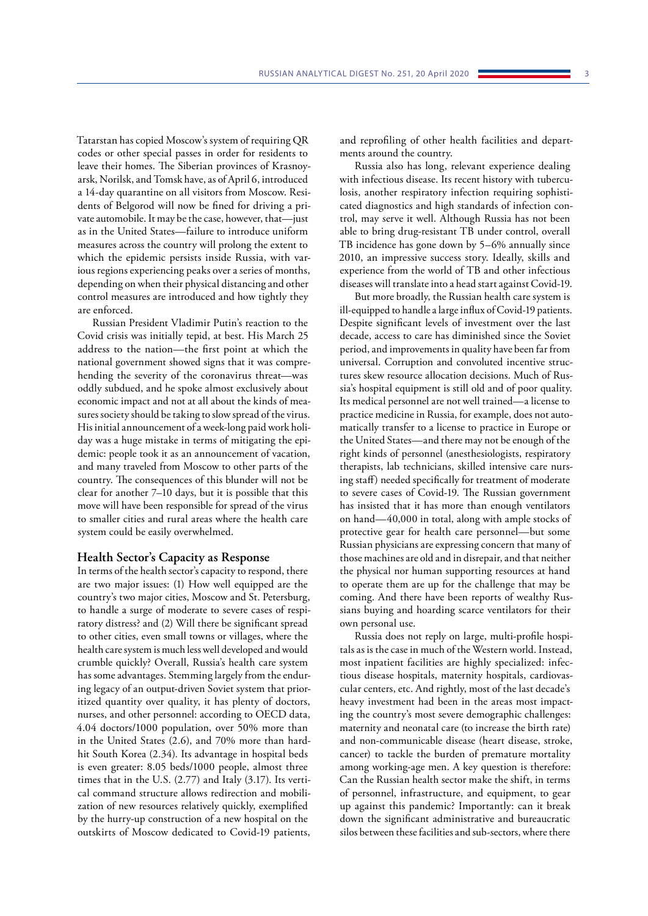Tatarstan has copied Moscow's system of requiring QR codes or other special passes in order for residents to leave their homes. The Siberian provinces of Krasnoyarsk, Norilsk, and Tomsk have, as of April 6, introduced a 14-day quarantine on all visitors from Moscow. Residents of Belgorod will now be fined for driving a private automobile. It may be the case, however, that—just as in the United States—failure to introduce uniform measures across the country will prolong the extent to which the epidemic persists inside Russia, with various regions experiencing peaks over a series of months, depending on when their physical distancing and other control measures are introduced and how tightly they are enforced.

Russian President Vladimir Putin's reaction to the Covid crisis was initially tepid, at best. His March 25 address to the nation—the first point at which the national government showed signs that it was comprehending the severity of the coronavirus threat—was oddly subdued, and he spoke almost exclusively about economic impact and not at all about the kinds of measures society should be taking to slow spread of the virus. His initial announcement of a week-long paid work holiday was a huge mistake in terms of mitigating the epidemic: people took it as an announcement of vacation, and many traveled from Moscow to other parts of the country. The consequences of this blunder will not be clear for another 7–10 days, but it is possible that this move will have been responsible for spread of the virus to smaller cities and rural areas where the health care system could be easily overwhelmed.

## Health Sector's Capacity as Response

In terms of the health sector's capacity to respond, there are two major issues: (1) How well equipped are the country's two major cities, Moscow and St. Petersburg, to handle a surge of moderate to severe cases of respiratory distress? and (2) Will there be significant spread to other cities, even small towns or villages, where the health care system is much less well developed and would crumble quickly? Overall, Russia's health care system has some advantages. Stemming largely from the enduring legacy of an output-driven Soviet system that prioritized quantity over quality, it has plenty of doctors, nurses, and other personnel: according to OECD data, 4.04 doctors/1000 population, over 50% more than in the United States (2.6), and 70% more than hard-hit South Korea (2.34). Its advantage in hospital beds is even greater: 8.05 beds/1000 people, almost three times that in the U.S. (2.77) and Italy (3.17). Its vertical command structure allows redirection and mobilization of new resources relatively quickly, exemplified by the hurry-up construction of a new hospital on the outskirts of Moscow dedicated to Covid-19 patients, and reprofiling of other health facilities and departments around the country.

Russia also has long, relevant experience dealing with infectious disease. Its recent history with tuberculosis, another respiratory infection requiring sophisticated diagnostics and high standards of infection control, may serve it well. Although Russia has not been able to bring drug-resistant TB under control, overall TB incidence has gone down by 5–6% annually since 2010, an impressive success story. Ideally, skills and experience from the world of TB and other infectious diseases will translate into a head start against Covid-19.

But more broadly, the Russian health care system is ill-equipped to handle a large influx of Covid-19 patients. Despite significant levels of investment over the last decade, access to care has diminished since the Soviet period, and improvements in quality have been far from universal. Corruption and convoluted incentive structures skew resource allocation decisions. Much of Russia's hospital equipment is still old and of poor quality. Its medical personnel are not well trained—a license to practice medicine in Russia, for example, does not automatically transfer to a license to practice in Europe or the United States—and there may not be enough of the right kinds of personnel (anesthesiologists, respiratory therapists, lab technicians, skilled intensive care nursing staff) needed specifically for treatment of moderate to severe cases of Covid-19. The Russian government has insisted that it has more than enough ventilators on hand—40,000 in total, along with ample stocks of protective gear for health care personnel—but some Russian physicians are expressing concern that many of those machines are old and in disrepair, and that neither the physical nor human supporting resources at hand to operate them are up for the challenge that may be coming. And there have been reports of wealthy Russians buying and hoarding scarce ventilators for their own personal use.

Russia does not reply on large, multi-profile hospitals as is the case in much of the Western world. Instead, most inpatient facilities are highly specialized: infectious disease hospitals, maternity hospitals, cardiovascular centers, etc. And rightly, most of the last decade's heavy investment had been in the areas most impacting the country's most severe demographic challenges: maternity and neonatal care (to increase the birth rate) and non-communicable disease (heart disease, stroke, cancer) to tackle the burden of premature mortality among working-age men. A key question is therefore: Can the Russian health sector make the shift, in terms of personnel, infrastructure, and equipment, to gear up against this pandemic? Importantly: can it break down the significant administrative and bureaucratic silos between these facilities and sub-sectors, where there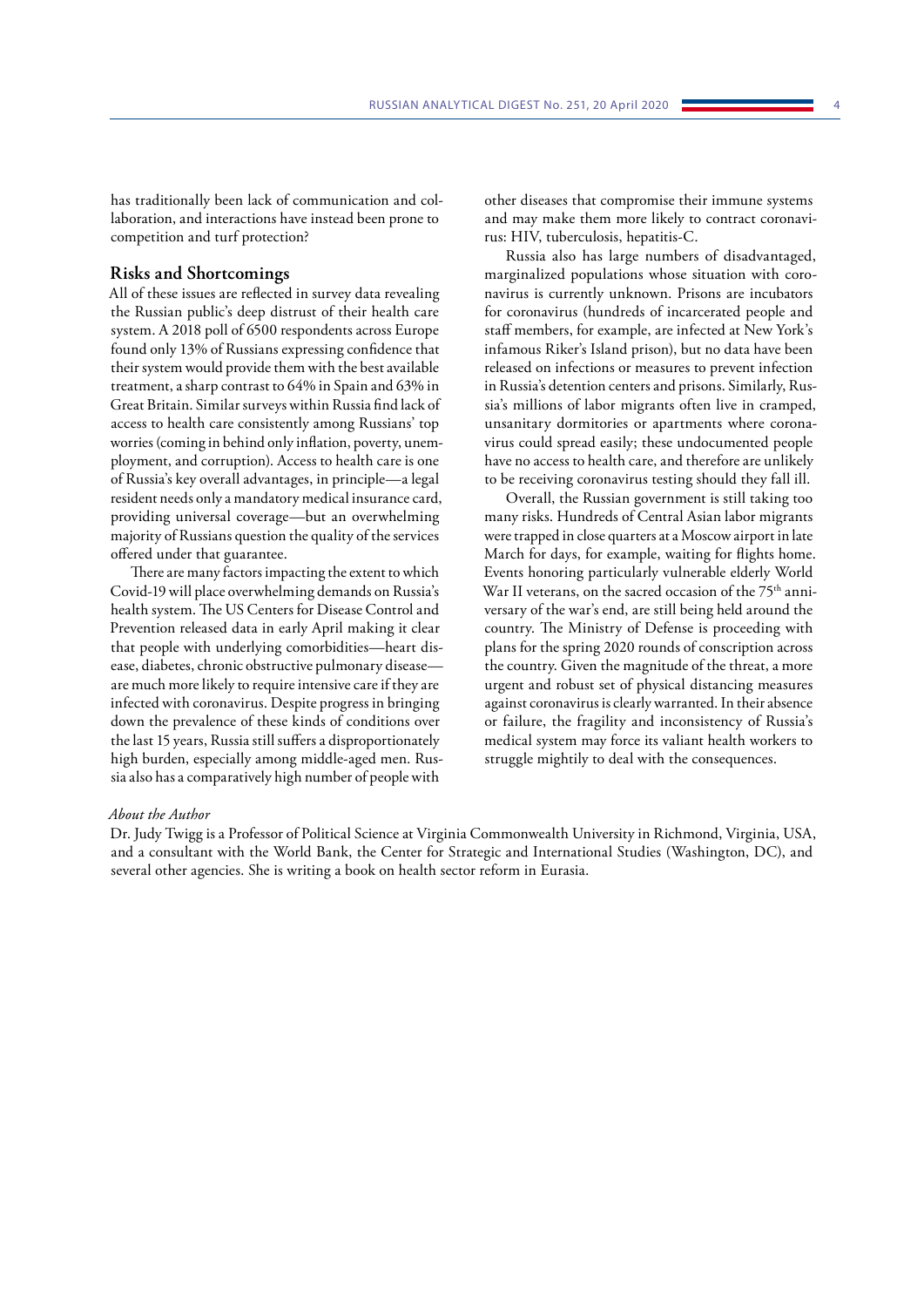has traditionally been lack of communication and collaboration, and interactions have instead been prone to competition and turf protection?

## Risks and Shortcomings

All of these issues are reflected in survey data revealing the Russian public's deep distrust of their health care system. A 2018 poll of 6500 respondents across Europe found only 13% of Russians expressing confidence that their system would provide them with the best available treatment, a sharp contrast to 64% in Spain and 63% in Great Britain. Similar surveys within Russia find lack of access to health care consistently among Russians' top worries (coming in behind only inflation, poverty, unemployment, and corruption). Access to health care is one of Russia's key overall advantages, in principle—a legal resident needs only a mandatory medical insurance card, providing universal coverage—but an overwhelming majority of Russians question the quality of the services offered under that guarantee.

There are many factors impacting the extent to which Covid-19 will place overwhelming demands on Russia's health system. The US Centers for Disease Control and Prevention released data in early April making it clear that people with underlying comorbidities—heart disease, diabetes, chronic obstructive pulmonary disease—are much more likely to require intensive care if they are infected with coronavirus. Despite progress in bringing down the prevalence of these kinds of conditions over the last 15 years, Russia still suffers a disproportionately high burden, especially among middle-aged men. Russia also has a comparatively high number of people with other diseases that compromise their immune systems and may make them more likely to contract coronavirus: HIV, tuberculosis, hepatitis-C.

Russia also has large numbers of disadvantaged, marginalized populations whose situation with coronavirus is currently unknown. Prisons are incubators for coronavirus (hundreds of incarcerated people and staff members, for example, are infected at New York's infamous Riker's Island prison), but no data have been released on infections or measures to prevent infection in Russia's detention centers and prisons. Similarly, Russia's millions of labor migrants often live in cramped, unsanitary dormitories or apartments where coronavirus could spread easily; these undocumented people have no access to health care, and therefore are unlikely to be receiving coronavirus testing should they fall ill.

Overall, the Russian government is still taking too many risks. Hundreds of Central Asian labor migrants were trapped in close quarters at a Moscow airport in late March for days, for example, waiting for flights home. Events honoring particularly vulnerable elderly World War II veterans, on the sacred occasion of the 75th anniversary of the war's end, are still being held around the country. The Ministry of Defense is proceeding with plans for the spring 2020 rounds of conscription across the country. Given the magnitude of the threat, a more urgent and robust set of physical distancing measures against coronavirus is clearly warranted. In their absence or failure, the fragility and inconsistency of Russia's medical system may force its valiant health workers to struggle mightily to deal with the consequences.

*About the Author*

Dr. Judy Twigg is a Professor of Political Science at Virginia Commonwealth University in Richmond, Virginia, USA, and a consultant with the World Bank, the Center for Strategic and International Studies (Washington, DC), and several other agencies. She is writing a book on health sector reform in Eurasia.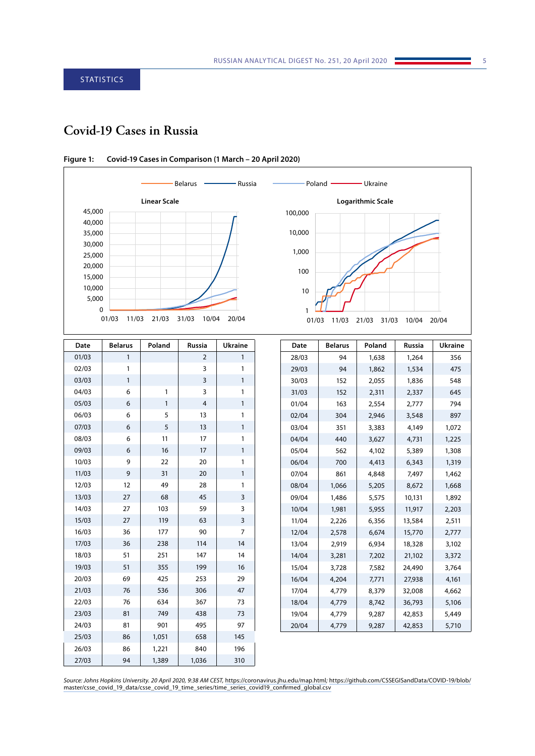STATISTICS

# Covid-19 Cases in Russia

**Figure 1: Covid-19 Cases in Comparison (1 March – 20 April 2020)**

| Date | Belarus | Poland | Russia | Ukraine |
|---|---|---|---|---|
| 01/03 | 1 | | 2 | 1 |
| 02/03 | 1 | | 3 | 1 |
| 03/03 | 1 | | 3 | 1 |
| 04/03 | 6 | 1 | 3 | 1 |
| 05/03 | 6 | 1 | 4 | 1 |
| 06/03 | 6 | 5 | 13 | 1 |
| 07/03 | 6 | 5 | 13 | 1 |
| 08/03 | 6 | 11 | 17 | 1 |
| 09/03 | 6 | 16 | 17 | 1 |
| 10/03 | 9 | 22 | 20 | 1 |
| 11/03 | 9 | 31 | 20 | 1 |
| 12/03 | 12 | 49 | 28 | 1 |
| 13/03 | 27 | 68 | 45 | 3 |
| 14/03 | 27 | 103 | 59 | 3 |
| 15/03 | 27 | 119 | 63 | 3 |
| 16/03 | 36 | 177 | 90 | 7 |
| 17/03 | 36 | 238 | 114 | 14 |
| 18/03 | 51 | 251 | 147 | 14 |
| 19/03 | 51 | 355 | 199 | 16 |
| 20/03 | 69 | 425 | 253 | 29 |
| 21/03 | 76 | 536 | 306 | 47 |
| 22/03 | 76 | 634 | 367 | 73 |
| 23/03 | 81 | 749 | 438 | 73 |
| 24/03 | 81 | 901 | 495 | 97 |
| 25/03 | 86 | 1,051 | 658 | 145 |
| 26/03 | 86 | 1,221 | 840 | 196 |
| 27/03 | 94 | 1,389 | 1,036 | 310 |
| 28/03 | 94 | 1,638 | 1,264 | 356 |
| 29/03 | 94 | 1,862 | 1,534 | 475 |
| 30/03 | 152 | 2,055 | 1,836 | 548 |
| 31/03 | 152 | 2,311 | 2,337 | 645 |
| 01/04 | 163 | 2,554 | 2,777 | 794 |
| 02/04 | 304 | 2,946 | 3,548 | 897 |
| 03/04 | 351 | 3,383 | 4,149 | 1,072 |
| 04/04 | 440 | 3,627 | 4,731 | 1,225 |
| 05/04 | 562 | 4,102 | 5,389 | 1,308 |
| 06/04 | 700 | 4,413 | 6,343 | 1,319 |
| 07/04 | 861 | 4,848 | 7,497 | 1,462 |
| 08/04 | 1,066 | 5,205 | 8,672 | 1,668 |
| 09/04 | 1,486 | 5,575 | 10,131 | 1,892 |
| 10/04 | 1,981 | 5,955 | 11,917 | 2,203 |
| 11/04 | 2,226 | 6,356 | 13,584 | 2,511 |
| 12/04 | 2,578 | 6,674 | 15,770 | 2,777 |
| 13/04 | 2,919 | 6,934 | 18,328 | 3,102 |
| 14/04 | 3,281 | 7,202 | 21,102 | 3,372 |
| 15/04 | 3,728 | 7,582 | 24,490 | 3,764 |
| 16/04 | 4,204 | 7,771 | 27,938 | 4,161 |
| 17/04 | 4,779 | 8,379 | 32,008 | 4,662 |
| 18/04 | 4,779 | 8,742 | 36,793 | 5,106 |
| 19/04 | 4,779 | 9,287 | 42,853 | 5,449 |
| 20/04 | 4,779 | 9,287 | 42,853 | 5,710 |

*Source: Johns Hopkins University. 20 April 2020, 9:38 AM CEST,* https://coronavirus.jhu.edu/map.html; https://github.com/CSSEGISandData/COVID-19/blob/master/csse_covid_19_data/csse_covid_19_time_series/time_series_covid19_confirmed_global.csv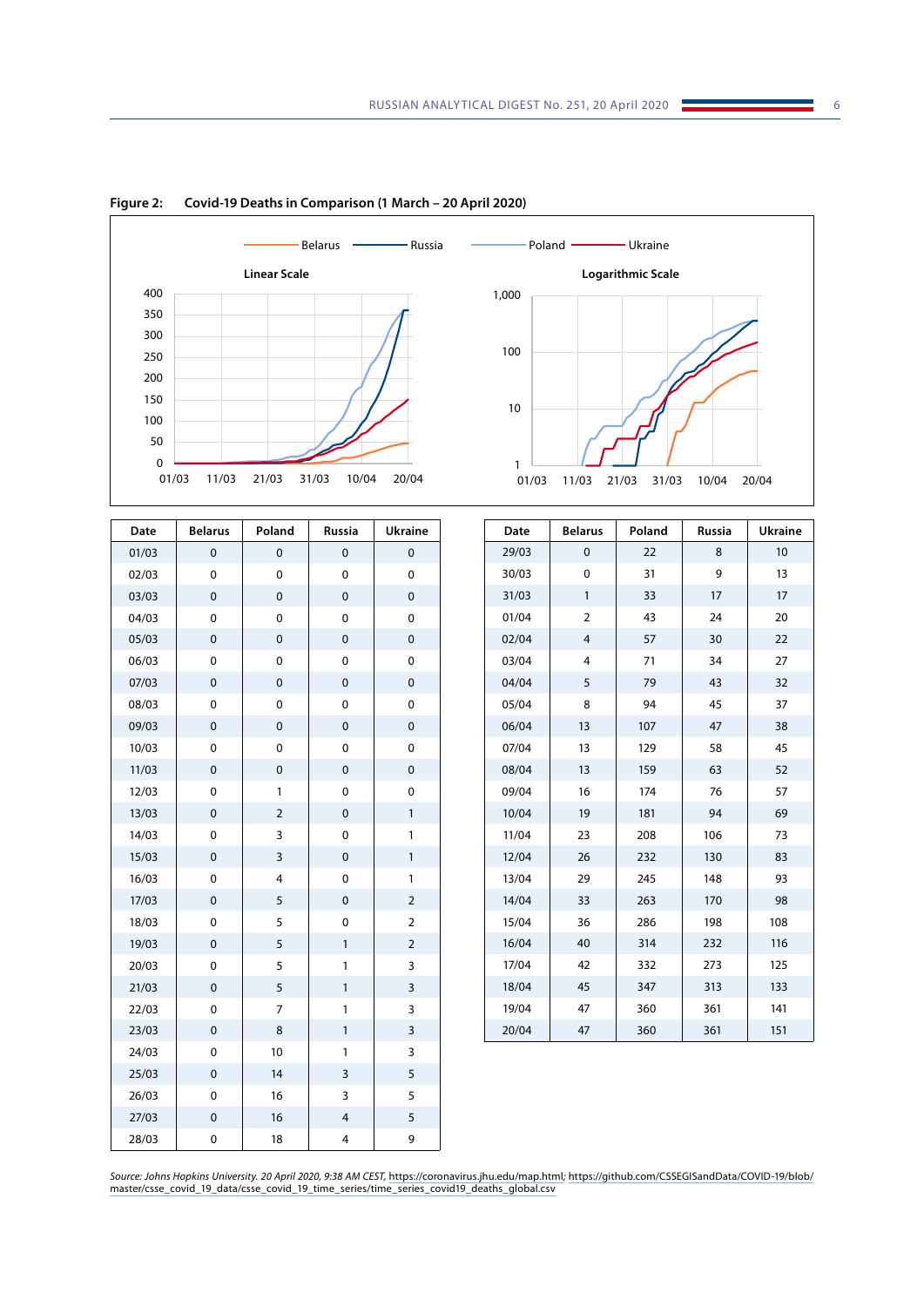**Figure 2: Covid-19 Deaths in Comparison (1 March – 20 April 2020)**

| Date | Belarus | Poland | Russia | Ukraine |
|---|---|---|---|---|
| 01/03 | 0 | 0 | 0 | 0 |
| 02/03 | 0 | 0 | 0 | 0 |
| 03/03 | 0 | 0 | 0 | 0 |
| 04/03 | 0 | 0 | 0 | 0 |
| 05/03 | 0 | 0 | 0 | 0 |
| 06/03 | 0 | 0 | 0 | 0 |
| 07/03 | 0 | 0 | 0 | 0 |
| 08/03 | 0 | 0 | 0 | 0 |
| 09/03 | 0 | 0 | 0 | 0 |
| 10/03 | 0 | 0 | 0 | 0 |
| 11/03 | 0 | 0 | 0 | 0 |
| 12/03 | 0 | 1 | 0 | 0 |
| 13/03 | 0 | 2 | 0 | 1 |
| 14/03 | 0 | 3 | 0 | 1 |
| 15/03 | 0 | 3 | 0 | 1 |
| 16/03 | 0 | 4 | 0 | 1 |
| 17/03 | 0 | 5 | 0 | 2 |
| 18/03 | 0 | 5 | 0 | 2 |
| 19/03 | 0 | 5 | 1 | 2 |
| 20/03 | 0 | 5 | 1 | 3 |
| 21/03 | 0 | 5 | 1 | 3 |
| 22/03 | 0 | 7 | 1 | 3 |
| 23/03 | 0 | 8 | 1 | 3 |
| 24/03 | 0 | 10 | 1 | 3 |
| 25/03 | 0 | 14 | 3 | 5 |
| 26/03 | 0 | 16 | 3 | 5 |
| 27/03 | 0 | 16 | 4 | 5 |
| 28/03 | 0 | 18 | 4 | 9 |
| 29/03 | 0 | 22 | 8 | 10 |
| 30/03 | 0 | 31 | 9 | 13 |
| 31/03 | 1 | 33 | 17 | 17 |
| 01/04 | 2 | 43 | 24 | 20 |
| 02/04 | 4 | 57 | 30 | 22 |
| 03/04 | 4 | 71 | 34 | 27 |
| 04/04 | 5 | 79 | 43 | 32 |
| 05/04 | 8 | 94 | 45 | 37 |
| 06/04 | 13 | 107 | 47 | 38 |
| 07/04 | 13 | 129 | 58 | 45 |
| 08/04 | 13 | 159 | 63 | 52 |
| 09/04 | 16 | 174 | 76 | 57 |
| 10/04 | 19 | 181 | 94 | 69 |
| 11/04 | 23 | 208 | 106 | 73 |
| 12/04 | 26 | 232 | 130 | 83 |
| 13/04 | 29 | 245 | 148 | 93 |
| 14/04 | 33 | 263 | 170 | 98 |
| 15/04 | 36 | 286 | 198 | 108 |
| 16/04 | 40 | 314 | 232 | 116 |
| 17/04 | 42 | 332 | 273 | 125 |
| 18/04 | 45 | 347 | 313 | 133 |
| 19/04 | 47 | 360 | 361 | 141 |
| 20/04 | 47 | 360 | 361 | 151 |

*Source: Johns Hopkins University. 20 April 2020, 9:38 AM CEST,* https://coronavirus.jhu.edu/map.html; https://github.com/CSSEGISandData/COVID-19/blob/master/csse_covid_19_data/csse_covid_19_time_series/time_series_covid19_deaths_global.csv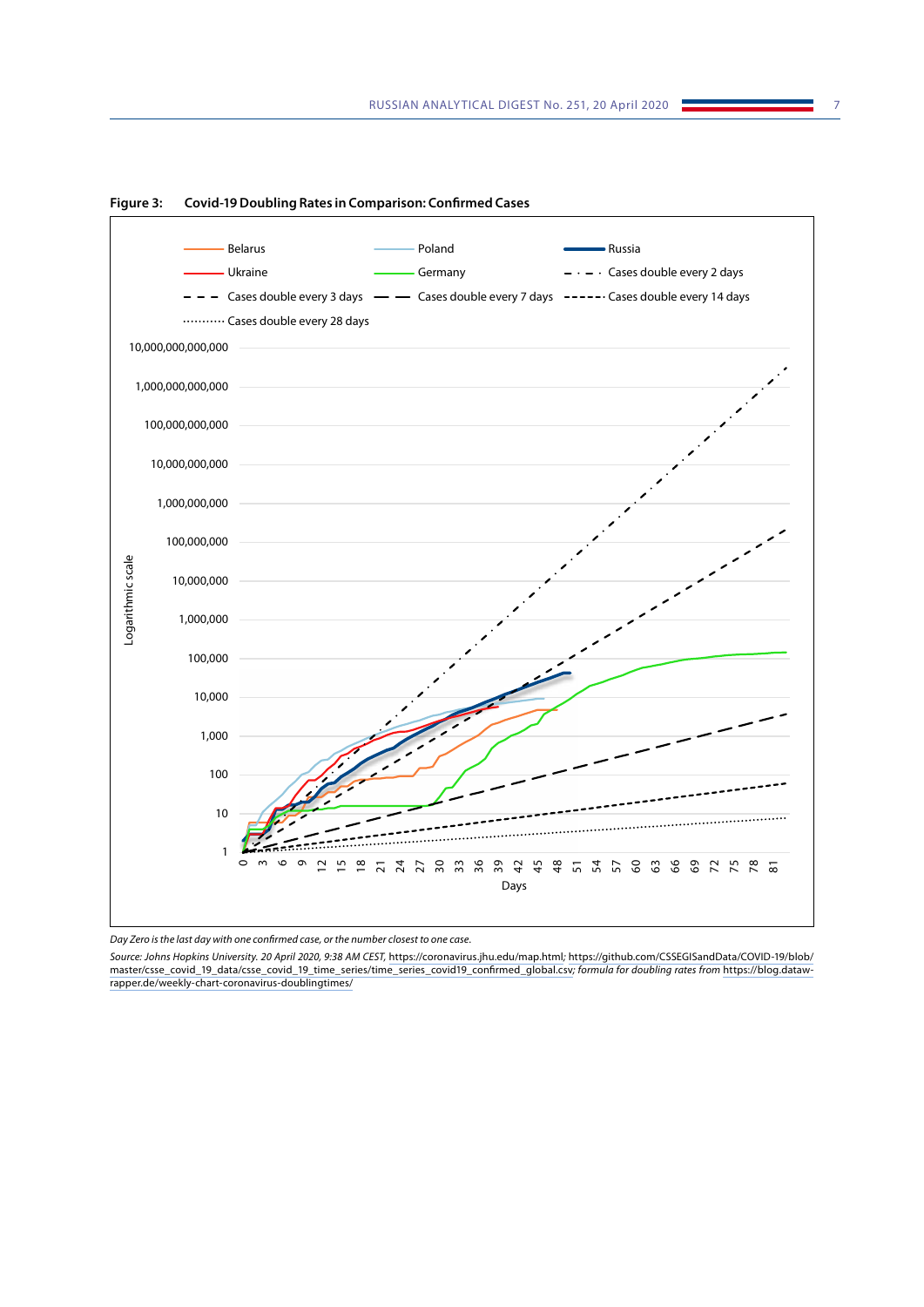**Figure 3: Covid-19 Doubling Rates in Comparison: Confirmed Cases**

*Day Zero is the last day with one confirmed case, or the number closest to one case.*

*Source: Johns Hopkins University. 20 April 2020, 9:38 AM CEST,* https://coronavirus.jhu.edu/map.html; https://github.com/CSSEGISandData/COVID-19/blob/master/csse_covid_19_data/csse_covid_19_time_series/time_series_covid19_confirmed_global.csv; *formula for doubling rates from* https://blog.datawrapper.de/weekly-chart-coronavirus-doublingtimes/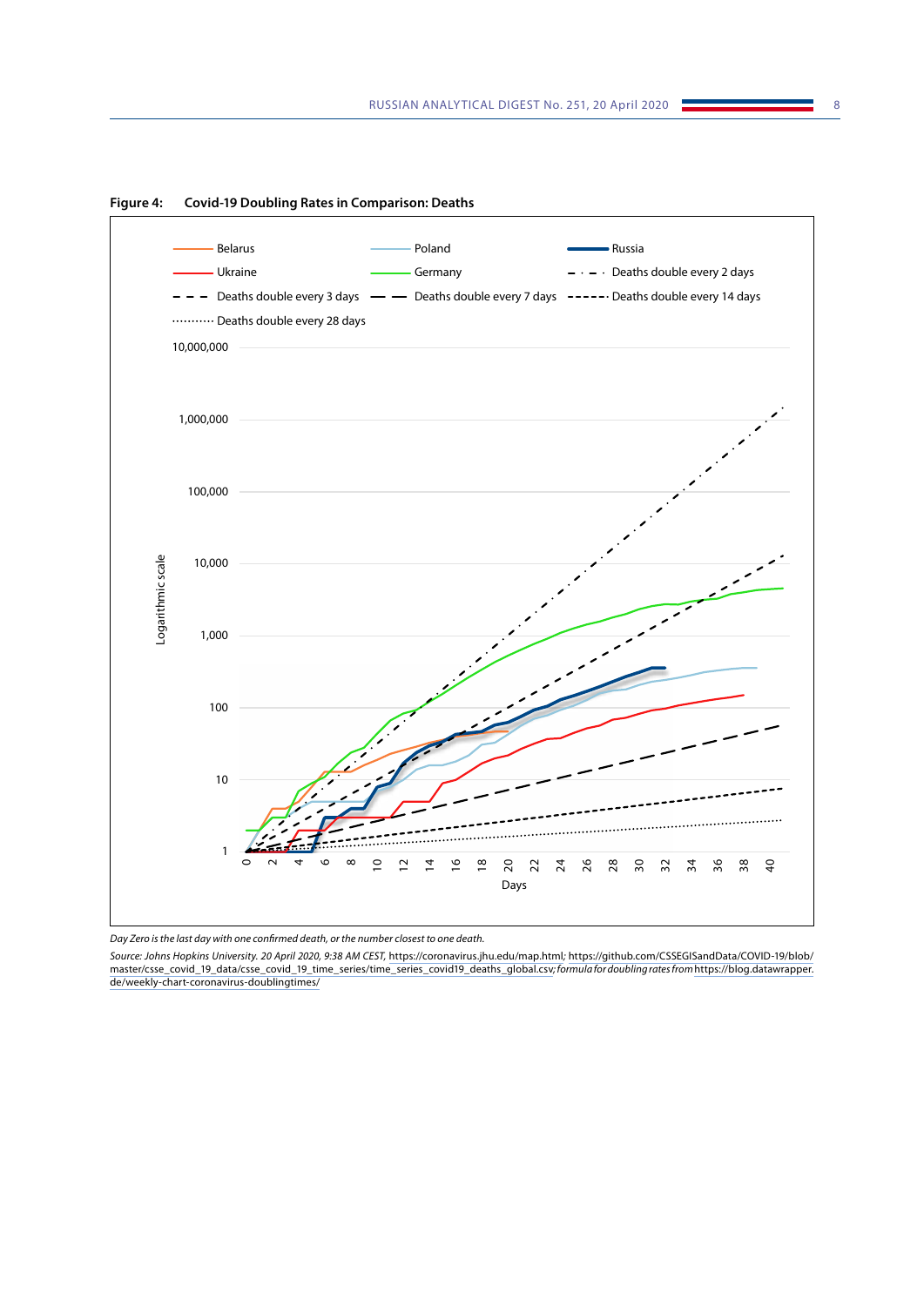**Figure 4: Covid-19 Doubling Rates in Comparison: Deaths**

*Day Zero is the last day with one confirmed death, or the number closest to one death.*

*Source: Johns Hopkins University. 20 April 2020, 9:38 AM CEST,* https://coronavirus.jhu.edu/map.html*;* https://github.com/CSSEGISandData/COVID-19/blob/master/csse_covid_19_data/csse_covid_19_time_series/time_series_covid19_deaths_global.csv*; formula for doubling rates from* https://blog.datawrapper.de/weekly-chart-coronavirus-doublingtimes/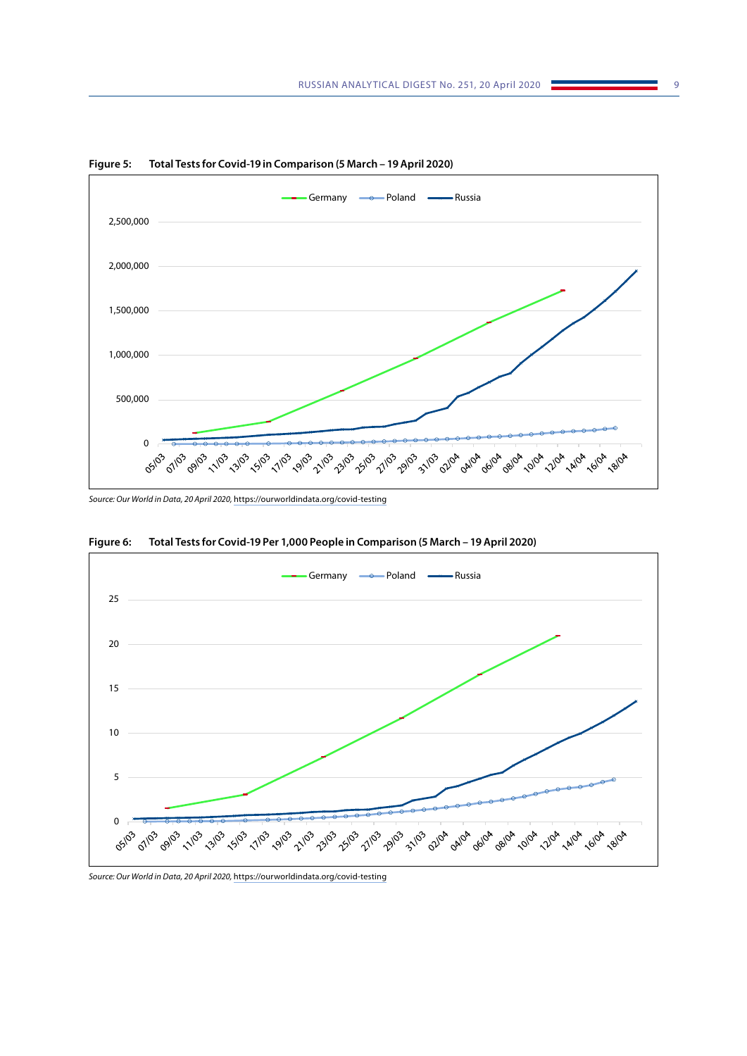**Figure 5: Total Tests for Covid-19 in Comparison (5 March – 19 April 2020)**

*Source: Our World in Data, 20 April 2020,* https://ourworldindata.org/covid-testing

**Figure 6: Total Tests for Covid-19 Per 1,000 People in Comparison (5 March – 19 April 2020)**

*Source: Our World in Data, 20 April 2020,* https://ourworldindata.org/covid-testing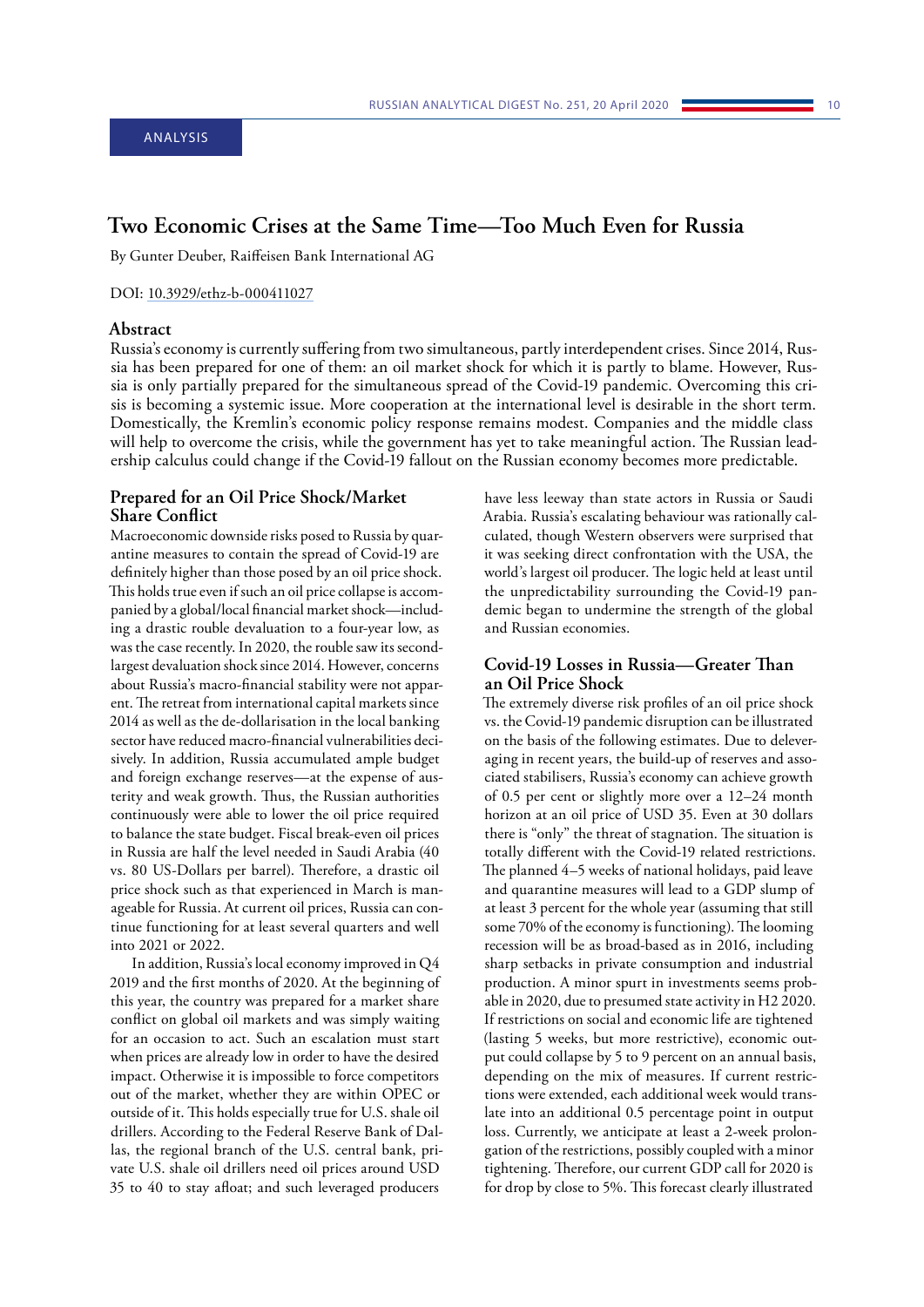ANALYSIS

# Two Economic Crises at the Same Time—Too Much Even for Russia

By Gunter Deuber, Raiffeisen Bank International AG

DOI: 10.3929/ethz-b-000411027

## Abstract

Russia's economy is currently suffering from two simultaneous, partly interdependent crises. Since 2014, Russia has been prepared for one of them: an oil market shock for which it is partly to blame. However, Russia is only partially prepared for the simultaneous spread of the Covid-19 pandemic. Overcoming this crisis is becoming a systemic issue. More cooperation at the international level is desirable in the short term. Domestically, the Kremlin's economic policy response remains modest. Companies and the middle class will help to overcome the crisis, while the government has yet to take meaningful action. The Russian leadership calculus could change if the Covid-19 fallout on the Russian economy becomes more predictable.

## Prepared for an Oil Price Shock/Market Share Conflict

Macroeconomic downside risks posed to Russia by quarantine measures to contain the spread of Covid-19 are definitely higher than those posed by an oil price shock. This holds true even if such an oil price collapse is accompanied by a global/local financial market shock—including a drastic rouble devaluation to a four-year low, as was the case recently. In 2020, the rouble saw its second-largest devaluation shock since 2014. However, concerns about Russia's macro-financial stability were not apparent. The retreat from international capital markets since 2014 as well as the de-dollarisation in the local banking sector have reduced macro-financial vulnerabilities decisively. In addition, Russia accumulated ample budget and foreign exchange reserves—at the expense of austerity and weak growth. Thus, the Russian authorities continuously were able to lower the oil price required to balance the state budget. Fiscal break-even oil prices in Russia are half the level needed in Saudi Arabia (40 vs. 80 US-Dollars per barrel). Therefore, a drastic oil price shock such as that experienced in March is manageable for Russia. At current oil prices, Russia can continue functioning for at least several quarters and well into 2021 or 2022.

In addition, Russia's local economy improved in Q4 2019 and the first months of 2020. At the beginning of this year, the country was prepared for a market share conflict on global oil markets and was simply waiting for an occasion to act. Such an escalation must start when prices are already low in order to have the desired impact. Otherwise it is impossible to force competitors out of the market, whether they are within OPEC or outside of it. This holds especially true for U.S. shale oil drillers. According to the Federal Reserve Bank of Dallas, the regional branch of the U.S. central bank, private U.S. shale oil drillers need oil prices around USD 35 to 40 to stay afloat; and such leveraged producers have less leeway than state actors in Russia or Saudi Arabia. Russia's escalating behaviour was rationally calculated, though Western observers were surprised that it was seeking direct confrontation with the USA, the world's largest oil producer. The logic held at least until the unpredictability surrounding the Covid-19 pandemic began to undermine the strength of the global and Russian economies.

## Covid-19 Losses in Russia—Greater Than an Oil Price Shock

The extremely diverse risk profiles of an oil price shock vs. the Covid-19 pandemic disruption can be illustrated on the basis of the following estimates. Due to deleveraging in recent years, the build-up of reserves and associated stabilisers, Russia's economy can achieve growth of 0.5 per cent or slightly more over a 12–24 month horizon at an oil price of USD 35. Even at 30 dollars there is "only" the threat of stagnation. The situation is totally different with the Covid-19 related restrictions. The planned 4–5 weeks of national holidays, paid leave and quarantine measures will lead to a GDP slump of at least 3 percent for the whole year (assuming that still some 70% of the economy is functioning). The looming recession will be as broad-based as in 2016, including sharp setbacks in private consumption and industrial production. A minor spurt in investments seems probable in 2020, due to presumed state activity in H2 2020. If restrictions on social and economic life are tightened (lasting 5 weeks, but more restrictive), economic output could collapse by 5 to 9 percent on an annual basis, depending on the mix of measures. If current restrictions were extended, each additional week would translate into an additional 0.5 percentage point in output loss. Currently, we anticipate at least a 2-week prolongation of the restrictions, possibly coupled with a minor tightening. Therefore, our current GDP call for 2020 is for drop by close to 5%. This forecast clearly illustrated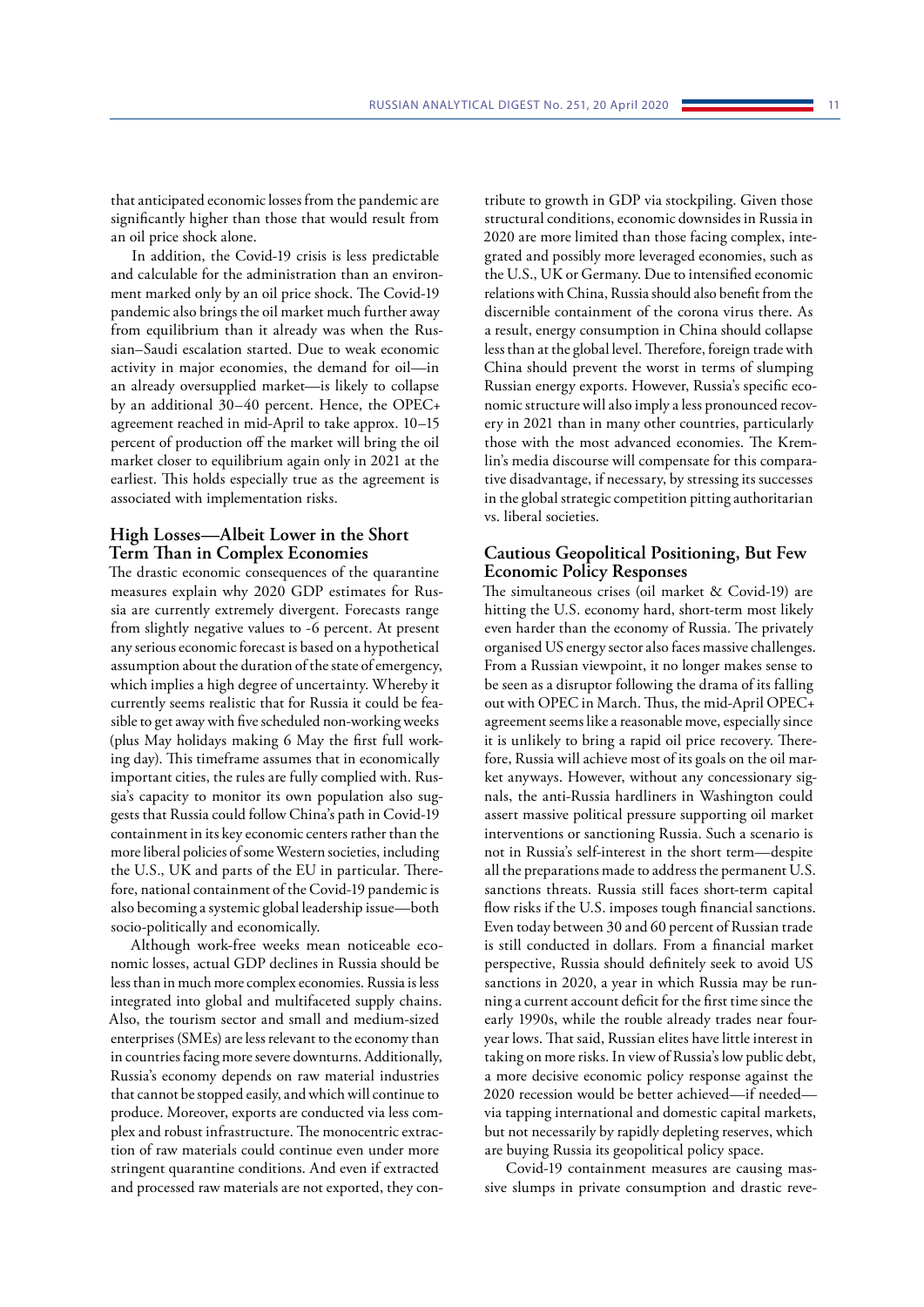that anticipated economic losses from the pandemic are significantly higher than those that would result from an oil price shock alone.

In addition, the Covid-19 crisis is less predictable and calculable for the administration than an environment marked only by an oil price shock. The Covid-19 pandemic also brings the oil market much further away from equilibrium than it already was when the Russian–Saudi escalation started. Due to weak economic activity in major economies, the demand for oil—in an already oversupplied market—is likely to collapse by an additional 30–40 percent. Hence, the OPEC+ agreement reached in mid-April to take approx. 10–15 percent of production off the market will bring the oil market closer to equilibrium again only in 2021 at the earliest. This holds especially true as the agreement is associated with implementation risks.

## High Losses—Albeit Lower in the Short Term Than in Complex Economies

The drastic economic consequences of the quarantine measures explain why 2020 GDP estimates for Russia are currently extremely divergent. Forecasts range from slightly negative values to -6 percent. At present any serious economic forecast is based on a hypothetical assumption about the duration of the state of emergency, which implies a high degree of uncertainty. Whereby it currently seems realistic that for Russia it could be feasible to get away with five scheduled non-working weeks (plus May holidays making 6 May the first full working day). This timeframe assumes that in economically important cities, the rules are fully complied with. Russia's capacity to monitor its own population also suggests that Russia could follow China's path in Covid-19 containment in its key economic centers rather than the more liberal policies of some Western societies, including the U.S., UK and parts of the EU in particular. Therefore, national containment of the Covid-19 pandemic is also becoming a systemic global leadership issue—both socio-politically and economically.

Although work-free weeks mean noticeable economic losses, actual GDP declines in Russia should be less than in much more complex economies. Russia is less integrated into global and multifaceted supply chains. Also, the tourism sector and small and medium-sized enterprises (SMEs) are less relevant to the economy than in countries facing more severe downturns. Additionally, Russia's economy depends on raw material industries that cannot be stopped easily, and which will continue to produce. Moreover, exports are conducted via less complex and robust infrastructure. The monocentric extraction of raw materials could continue even under more stringent quarantine conditions. And even if extracted and processed raw materials are not exported, they contribute to growth in GDP via stockpiling. Given those structural conditions, economic downsides in Russia in 2020 are more limited than those facing complex, integrated and possibly more leveraged economies, such as the U.S., UK or Germany. Due to intensified economic relations with China, Russia should also benefit from the discernible containment of the corona virus there. As a result, energy consumption in China should collapse less than at the global level. Therefore, foreign trade with China should prevent the worst in terms of slumping Russian energy exports. However, Russia's specific economic structure will also imply a less pronounced recovery in 2021 than in many other countries, particularly those with the most advanced economies. The Kremlin's media discourse will compensate for this comparative disadvantage, if necessary, by stressing its successes in the global strategic competition pitting authoritarian vs. liberal societies.

## Cautious Geopolitical Positioning, But Few Economic Policy Responses

The simultaneous crises (oil market & Covid-19) are hitting the U.S. economy hard, short-term most likely even harder than the economy of Russia. The privately organised US energy sector also faces massive challenges. From a Russian viewpoint, it no longer makes sense to be seen as a disruptor following the drama of its falling out with OPEC in March. Thus, the mid-April OPEC+ agreement seems like a reasonable move, especially since it is unlikely to bring a rapid oil price recovery. Therefore, Russia will achieve most of its goals on the oil market anyways. However, without any concessionary signals, the anti-Russia hardliners in Washington could assert massive political pressure supporting oil market interventions or sanctioning Russia. Such a scenario is not in Russia's self-interest in the short term—despite all the preparations made to address the permanent U.S. sanctions threats. Russia still faces short-term capital flow risks if the U.S. imposes tough financial sanctions. Even today between 30 and 60 percent of Russian trade is still conducted in dollars. From a financial market perspective, Russia should definitely seek to avoid US sanctions in 2020, a year in which Russia may be running a current account deficit for the first time since the early 1990s, while the rouble already trades near four-year lows. That said, Russian elites have little interest in taking on more risks. In view of Russia's low public debt, a more decisive economic policy response against the 2020 recession would be better achieved—if needed—via tapping international and domestic capital markets, but not necessarily by rapidly depleting reserves, which are buying Russia its geopolitical policy space.

Covid-19 containment measures are causing massive slumps in private consumption and drastic reve-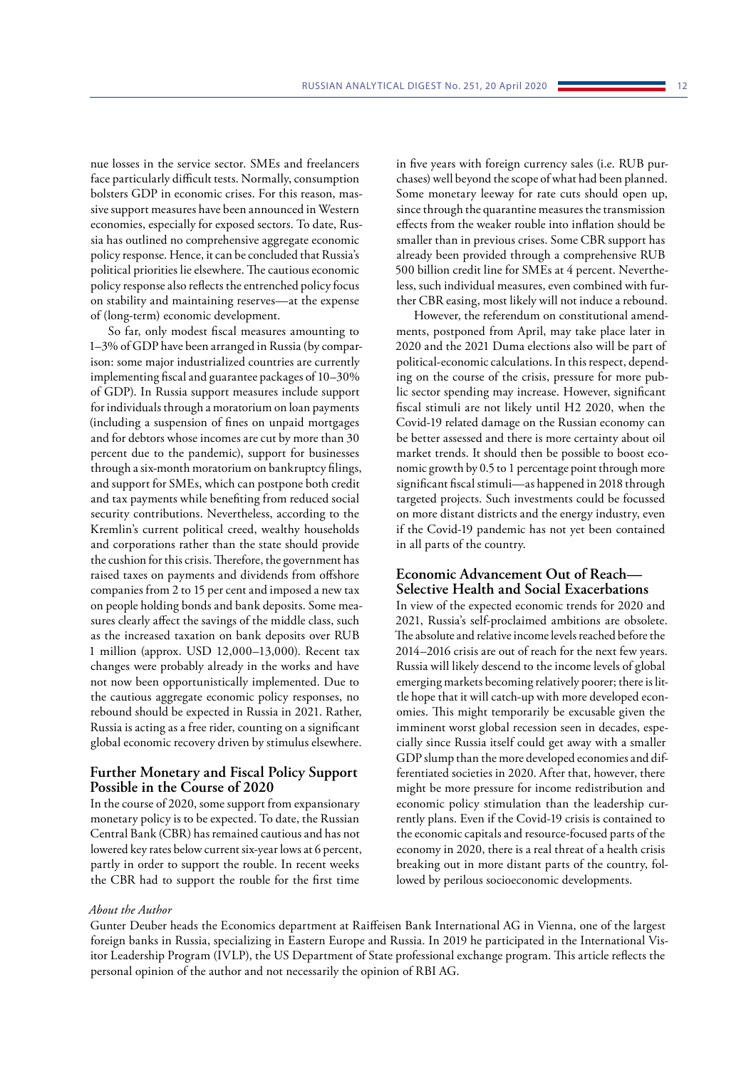nue losses in the service sector. SMEs and freelancers face particularly difficult tests. Normally, consumption bolsters GDP in economic crises. For this reason, massive support measures have been announced in Western economies, especially for exposed sectors. To date, Russia has outlined no comprehensive aggregate economic policy response. Hence, it can be concluded that Russia's political priorities lie elsewhere. The cautious economic policy response also reflects the entrenched policy focus on stability and maintaining reserves—at the expense of (long-term) economic development.

So far, only modest fiscal measures amounting to 1–3% of GDP have been arranged in Russia (by comparison: some major industrialized countries are currently implementing fiscal and guarantee packages of 10–30% of GDP). In Russia support measures include support for individuals through a moratorium on loan payments (including a suspension of fines on unpaid mortgages and for debtors whose incomes are cut by more than 30 percent due to the pandemic), support for businesses through a six-month moratorium on bankruptcy filings, and support for SMEs, which can postpone both credit and tax payments while benefiting from reduced social security contributions. Nevertheless, according to the Kremlin's current political creed, wealthy households and corporations rather than the state should provide the cushion for this crisis. Therefore, the government has raised taxes on payments and dividends from offshore companies from 2 to 15 per cent and imposed a new tax on people holding bonds and bank deposits. Some measures clearly affect the savings of the middle class, such as the increased taxation on bank deposits over RUB 1 million (approx. USD 12,000–13,000). Recent tax changes were probably already in the works and have not now been opportunistically implemented. Due to the cautious aggregate economic policy responses, no rebound should be expected in Russia in 2021. Rather, Russia is acting as a free rider, counting on a significant global economic recovery driven by stimulus elsewhere.

## Further Monetary and Fiscal Policy Support Possible in the Course of 2020

In the course of 2020, some support from expansionary monetary policy is to be expected. To date, the Russian Central Bank (CBR) has remained cautious and has not lowered key rates below current six-year lows at 6 percent, partly in order to support the rouble. In recent weeks the CBR had to support the rouble for the first time in five years with foreign currency sales (i.e. RUB purchases) well beyond the scope of what had been planned. Some monetary leeway for rate cuts should open up, since through the quarantine measures the transmission effects from the weaker rouble into inflation should be smaller than in previous crises. Some CBR support has already been provided through a comprehensive RUB 500 billion credit line for SMEs at 4 percent. Nevertheless, such individual measures, even combined with further CBR easing, most likely will not induce a rebound.

However, the referendum on constitutional amendments, postponed from April, may take place later in 2020 and the 2021 Duma elections also will be part of political-economic calculations. In this respect, depending on the course of the crisis, pressure for more public sector spending may increase. However, significant fiscal stimuli are not likely until H2 2020, when the Covid-19 related damage on the Russian economy can be better assessed and there is more certainty about oil market trends. It should then be possible to boost economic growth by 0.5 to 1 percentage point through more significant fiscal stimuli—as happened in 2018 through targeted projects. Such investments could be focussed on more distant districts and the energy industry, even if the Covid-19 pandemic has not yet been contained in all parts of the country.

## Economic Advancement Out of Reach—Selective Health and Social Exacerbations

In view of the expected economic trends for 2020 and 2021, Russia's self-proclaimed ambitions are obsolete. The absolute and relative income levels reached before the 2014–2016 crisis are out of reach for the next few years. Russia will likely descend to the income levels of global emerging markets becoming relatively poorer; there is little hope that it will catch-up with more developed economies. This might temporarily be excusable given the imminent worst global recession seen in decades, especially since Russia itself could get away with a smaller GDP slump than the more developed economies and differentiated societies in 2020. After that, however, there might be more pressure for income redistribution and economic policy stimulation than the leadership currently plans. Even if the Covid-19 crisis is contained to the economic capitals and resource-focused parts of the economy in 2020, there is a real threat of a health crisis breaking out in more distant parts of the country, followed by perilous socioeconomic developments.

*About the Author*

Gunter Deuber heads the Economics department at Raiffeisen Bank International AG in Vienna, one of the largest foreign banks in Russia, specializing in Eastern Europe and Russia. In 2019 he participated in the International Visitor Leadership Program (IVLP), the US Department of State professional exchange program. This article reflects the personal opinion of the author and not necessarily the opinion of RBI AG.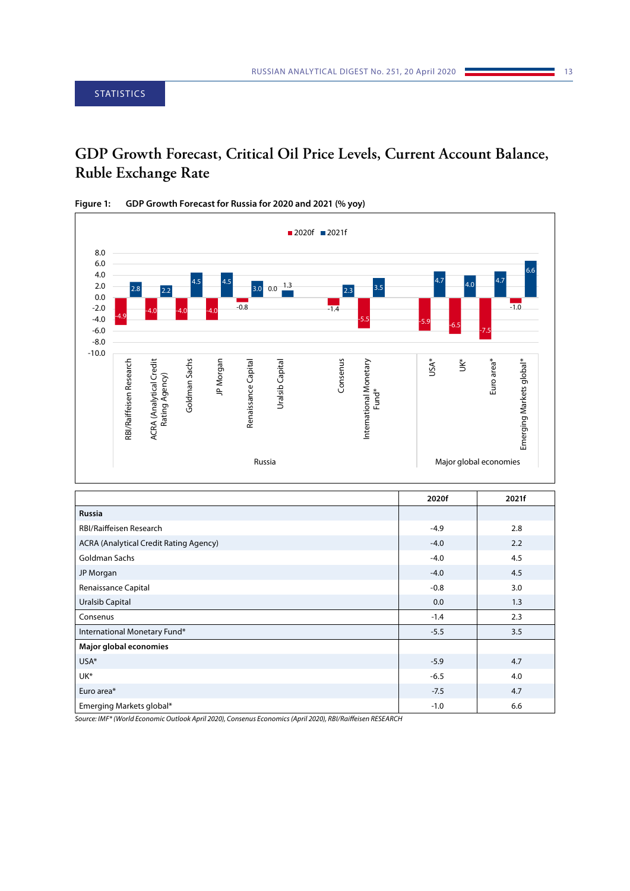STATISTICS

# GDP Growth Forecast, Critical Oil Price Levels, Current Account Balance, Ruble Exchange Rate

**Figure 1: GDP Growth Forecast for Russia for 2020 and 2021 (% yoy)**

| | 2020f | 2021f |
|---|---|---|
| **Russia** | | |
| RBI/Raiffeisen Research | -4.9 | 2.8 |
| ACRA (Analytical Credit Rating Agency) | -4.0 | 2.2 |
| Goldman Sachs | -4.0 | 4.5 |
| JP Morgan | -4.0 | 4.5 |
| Renaissance Capital | -0.8 | 3.0 |
| Uralsib Capital | 0.0 | 1.3 |
| Consenus | -1.4 | 2.3 |
| International Monetary Fund* | -5.5 | 3.5 |
| **Major global economies** | | |
| USA* | -5.9 | 4.7 |
| UK* | -6.5 | 4.0 |
| Euro area* | -7.5 | 4.7 |
| Emerging Markets global* | -1.0 | 6.6 |

*Source: IMF* (World Economic Outlook April 2020), Consensus Economics (April 2020), RBI/Raiffeisen RESEARCH*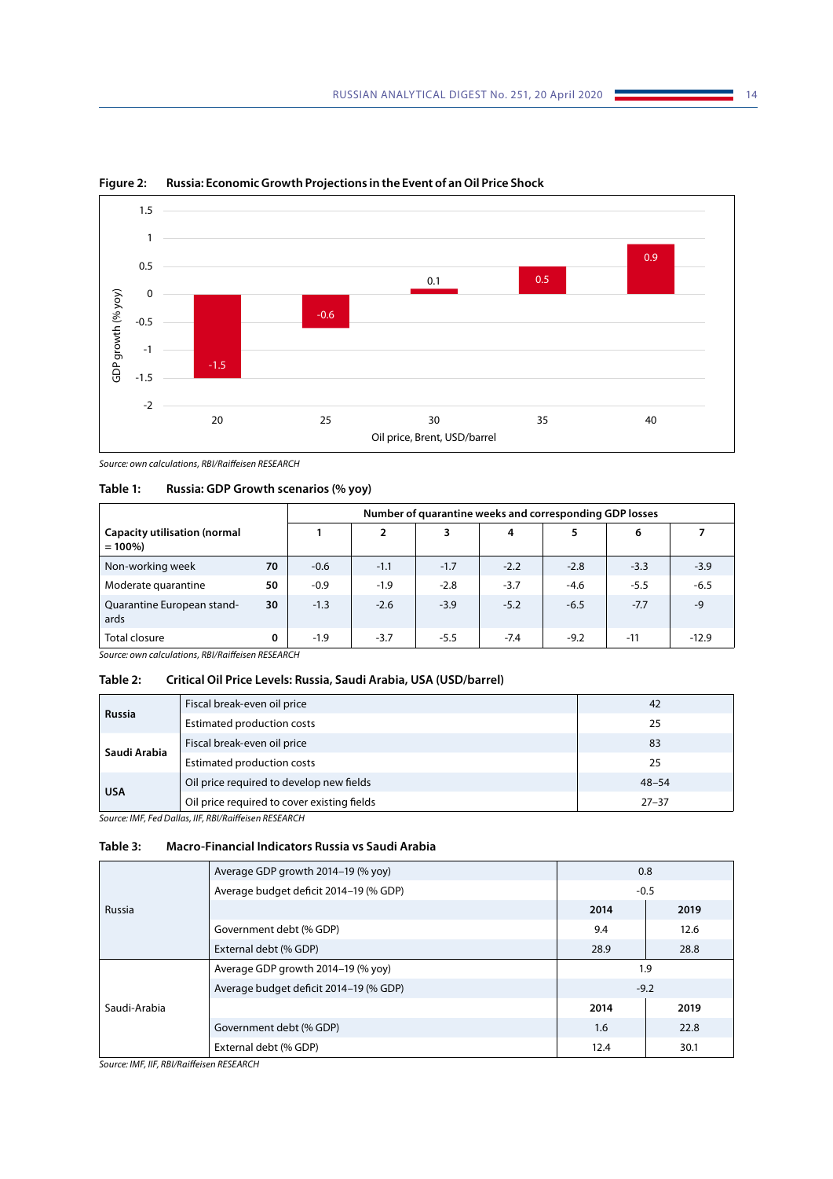**Figure 2: Russia: Economic Growth Projections in the Event of an Oil Price Shock**

| Oil price, Brent, USD/barrel | 20 | 25 | 30 | 35 | 40 |
|---|---|---|---|---|---|
| GDP growth (% yoy) | -1.5 | -0.6 | 0.1 | 0.5 | 0.9 |

*Source: own calculations, RBI/Raiffeisen RESEARCH*

**Table 1: Russia: GDP Growth scenarios (% yoy)**

| | | Number of quarantine weeks and corresponding GDP losses | | | | | | |
|---|---|---|---|---|---|---|---|---|
| **Capacity utilisation (normal = 100%)** | | **1** | **2** | **3** | **4** | **5** | **6** | **7** |
| Non-working week | **70** | -0.6 | -1.1 | -1.7 | -2.2 | -2.8 | -3.3 | -3.9 |
| Moderate quarantine | **50** | -0.9 | -1.9 | -2.8 | -3.7 | -4.6 | -5.5 | -6.5 |
| Quarantine European standards | **30** | -1.3 | -2.6 | -3.9 | -5.2 | -6.5 | -7.7 | -9 |
| Total closure | **0** | -1.9 | -3.7 | -5.5 | -7.4 | -9.2 | -11 | -12.9 |

*Source: own calculations, RBI/Raiffeisen RESEARCH*

**Table 2: Critical Oil Price Levels: Russia, Saudi Arabia, USA (USD/barrel)**

| | | |
|---|---|---|
| **Russia** | Fiscal break-even oil price | 42 |
| | Estimated production costs | 25 |
| **Saudi Arabia** | Fiscal break-even oil price | 83 |
| | Estimated production costs | 25 |
| **USA** | Oil price required to develop new fields | 48–54 |
| | Oil price required to cover existing fields | 27–37 |

*Source: IMF, Fed Dallas, IIF, RBI/Raiffeisen RESEARCH*

**Table 3: Macro-Financial Indicators Russia vs Saudi Arabia**

| | | | |
|---|---|---|---|
| Russia | Average GDP growth 2014–19 (% yoy) | 0.8 | |
| | Average budget deficit 2014–19 (% GDP) | -0.5 | |
| | | **2014** | **2019** |
| | Government debt (% GDP) | 9.4 | 12.6 |
| | External debt (% GDP) | 28.9 | 28.8 |
| Saudi-Arabia | Average GDP growth 2014–19 (% yoy) | 1.9 | |
| | Average budget deficit 2014–19 (% GDP) | -9.2 | |
| | | **2014** | **2019** |
| | Government debt (% GDP) | 1.6 | 22.8 |
| | External debt (% GDP) | 12.4 | 30.1 |

*Source: IMF, IIF, RBI/Raiffeisen RESEARCH*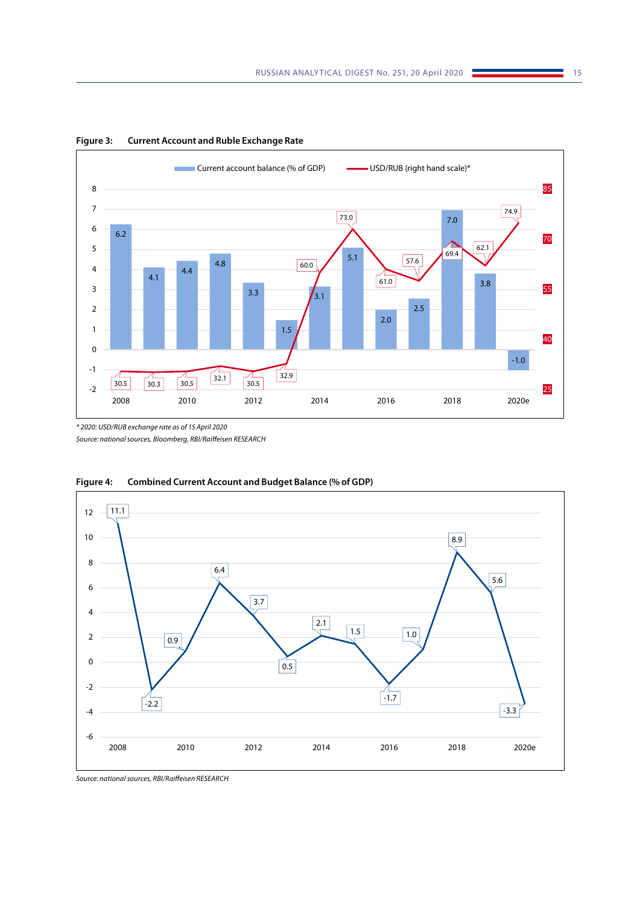**Figure 3: Current Account and Ruble Exchange Rate**

| Year | Current account balance (% of GDP) | USD/RUB (right hand scale)* |
|---|---|---|
| 2008 | 6.2 | 30.5 |
| 2009 | 4.1 | 30.3 |
| 2010 | 4.4 | 30.5 |
| 2011 | 4.8 | 32.1 |
| 2012 | 3.3 | 30.5 |
| 2013 | 1.5 | 32.9 |
| 2014 | 3.1 | 60.0 |
| 2015 | 5.1 | 73.0 |
| 2016 | 2.0 | 61.0 |
| 2017 | 2.5 | 57.6 |
| 2018 | 7.0 | 69.4 |
| 2019 | 3.8 | 62.1 |
| 2020e | -1.0 | 74.9 |

*\* 2020: USD/RUB exchange rate as of 15 April 2020*

*Source: national sources, Bloomberg, RBI/Raiffeisen RESEARCH*

**Figure 4: Combined Current Account and Budget Balance (% of GDP)**

| Year | Combined Current Account and Budget Balance (% of GDP) |
|---|---|
| 2008 | 11.1 |
| 2009 | -2.2 |
| 2010 | 0.9 |
| 2011 | 6.4 |
| 2012 | 3.7 |
| 2013 | 0.5 |
| 2014 | 2.1 |
| 2015 | 1.5 |
| 2016 | -1.7 |
| 2017 | 1.0 |
| 2018 | 8.9 |
| 2019 | 5.6 |
| 2020e | -3.3 |

*Source: national sources, RBI/Raiffeisen RESEARCH*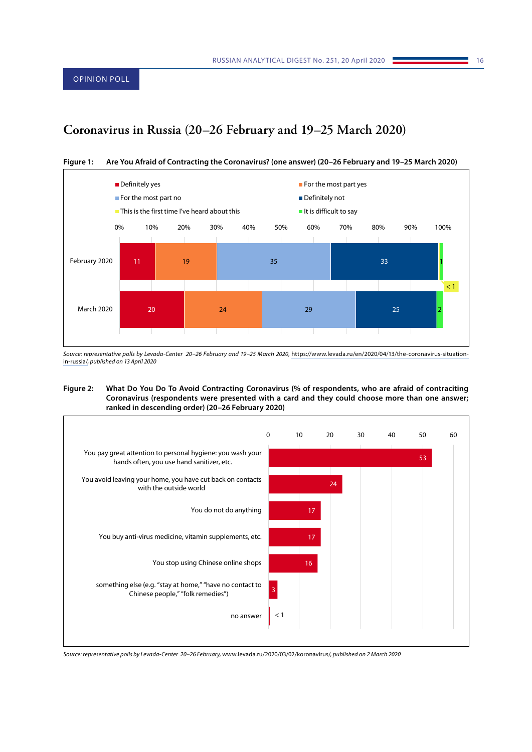OPINION POLL

# Coronavirus in Russia (20–26 February and 19–25 March 2020)

**Figure 1: Are You Afraid of Contracting the Coronavirus? (one answer) (20–26 February and 19–25 March 2020)**

| | Definitely yes | For the most part yes | For the most part no | Definitely not | This is the first time I've heard about this | It is difficult to say |
|---|---|---|---|---|---|---|
| February 2020 | 11 | 19 | 35 | 33 | < 1 | 1 |
| March 2020 | 20 | 24 | 29 | 25 | | 2 |

*Source: representative polls by Levada-Center 20–26 February and 19–25 March 2020,* https://www.levada.ru/en/2020/04/13/the-coronavirus-situation-in-russia/*, published on 13 April 2020*

**Figure 2: What Do You Do To Avoid Contracting Coronavirus (% of respondents, who are afraid of contracting Coronavirus (respondents were presented with a card and they could choose more than one answer; ranked in descending order) (20–26 February 2020)**

| | % |
|---|---|
| You pay great attention to personal hygiene: you wash your hands often, you use hand sanitizer, etc. | 53 |
| You avoid leaving your home, you have cut back on contacts with the outside world | 24 |
| You do not do anything | 17 |
| You buy anti-virus medicine, vitamin supplements, etc. | 17 |
| You stop using Chinese online shops | 16 |
| something else (e.g. "stay at home," "have no contact to Chinese people," "folk remedies") | 3 |
| no answer | < 1 |

*Source: representative polls by Levada-Center 20–26 February,* www.levada.ru/2020/03/02/koronavirus/*, published on 2 March 2020*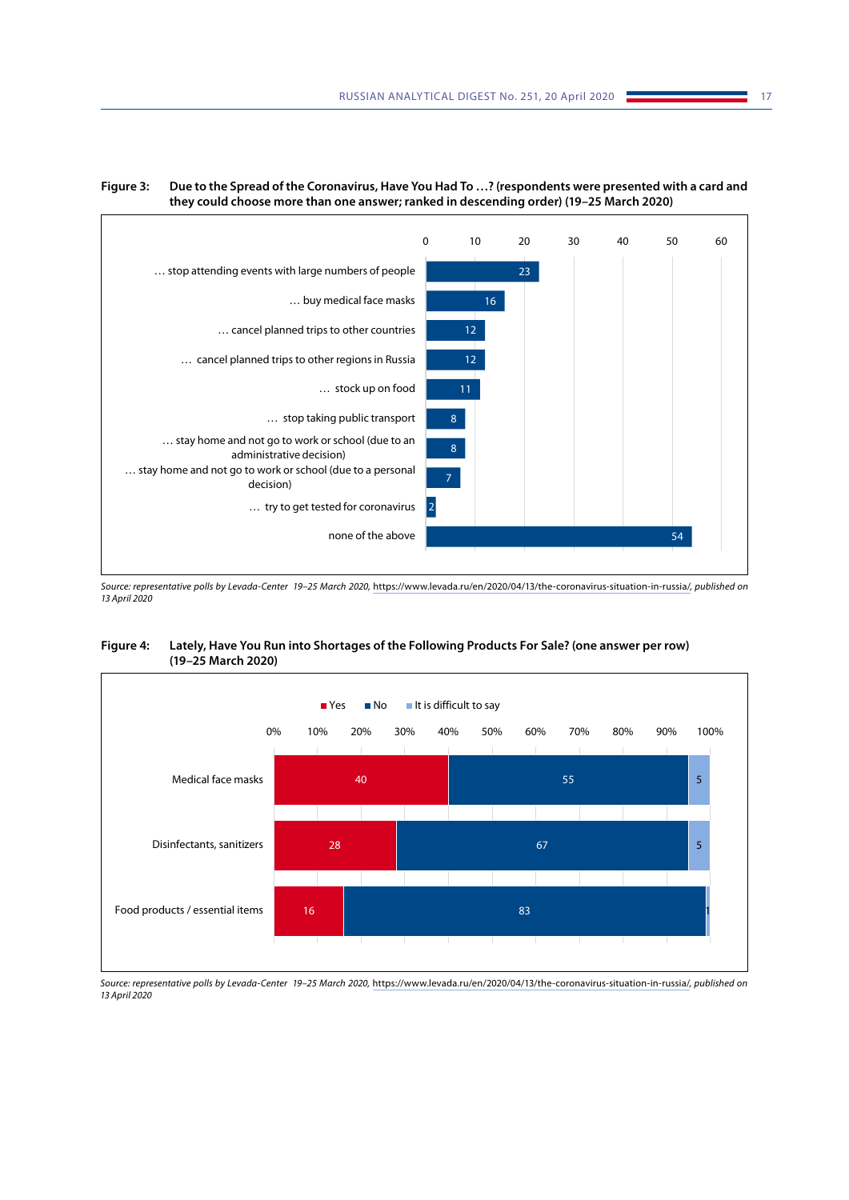**Figure 3: Due to the Spread of the Coronavirus, Have You Had To …? (respondents were presented with a card and they could choose more than one answer; ranked in descending order) (19–25 March 2020)**

| | % |
|---|---|
| … stop attending events with large numbers of people | 23 |
| … buy medical face masks | 16 |
| … cancel planned trips to other countries | 12 |
| … cancel planned trips to other regions in Russia | 12 |
| … stock up on food | 11 |
| … stop taking public transport | 8 |
| … stay home and not go to work or school (due to an administrative decision) | 8 |
| … stay home and not go to work or school (due to a personal decision) | 7 |
| … try to get tested for coronavirus | 2 |
| none of the above | 54 |

*Source: representative polls by Levada-Center 19–25 March 2020,* https://www.levada.ru/en/2020/04/13/the-coronavirus-situation-in-russia/*, published on 13 April 2020*

**Figure 4: Lately, Have You Run into Shortages of the Following Products For Sale? (one answer per row) (19–25 March 2020)**

| | Yes | No | It is difficult to say |
|---|---|---|---|
| Medical face masks | 40 | 55 | 5 |
| Disinfectants, sanitizers | 28 | 67 | 5 |
| Food products / essential items | 16 | 83 | 1 |

*Source: representative polls by Levada-Center 19–25 March 2020,* https://www.levada.ru/en/2020/04/13/the-coronavirus-situation-in-russia/*, published on 13 April 2020*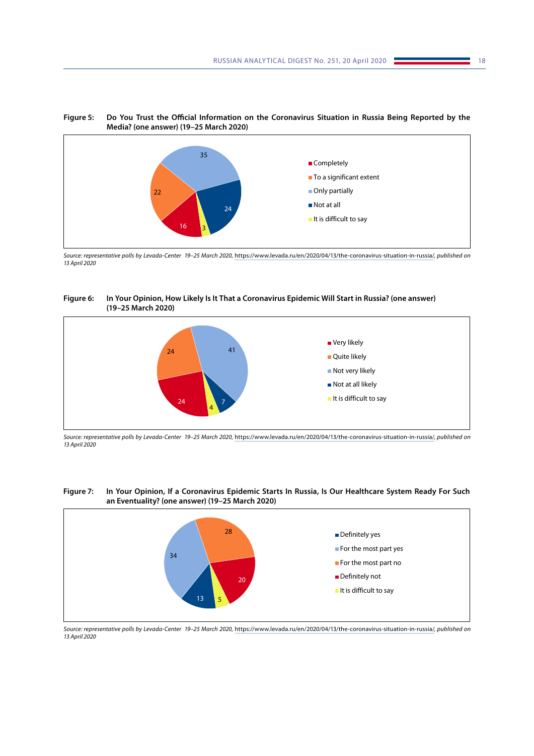**Figure 5: Do You Trust the Official Information on the Coronavirus Situation in Russia Being Reported by the Media? (one answer) (19–25 March 2020)**

| Answer | % |
|---|---|
| Completely | 16 |
| To a significant extent | 22 |
| Only partially | 35 |
| Not at all | 24 |
| It is difficult to say | 3 |

*Source: representative polls by Levada-Center 19–25 March 2020,* https://www.levada.ru/en/2020/04/13/the-coronavirus-situation-in-russia/, *published on 13 April 2020*

**Figure 6: In Your Opinion, How Likely Is It That a Coronavirus Epidemic Will Start in Russia? (one answer) (19–25 March 2020)**

| Answer | % |
|---|---|
| Very likely | 24 |
| Quite likely | 24 |
| Not very likely | 41 |
| Not at all likely | 7 |
| It is difficult to say | 4 |

*Source: representative polls by Levada-Center 19–25 March 2020,* https://www.levada.ru/en/2020/04/13/the-coronavirus-situation-in-russia/, *published on 13 April 2020*

**Figure 7: In Your Opinion, If a Coronavirus Epidemic Starts In Russia, Is Our Healthcare System Ready For Such an Eventuality? (one answer) (19–25 March 2020)**

| Answer | % |
|---|---|
| Definitely yes | 13 |
| For the most part yes | 34 |
| For the most part no | 28 |
| Definitely not | 20 |
| It is difficult to say | 5 |

*Source: representative polls by Levada-Center 19–25 March 2020,* https://www.levada.ru/en/2020/04/13/the-coronavirus-situation-in-russia/, *published on 13 April 2020*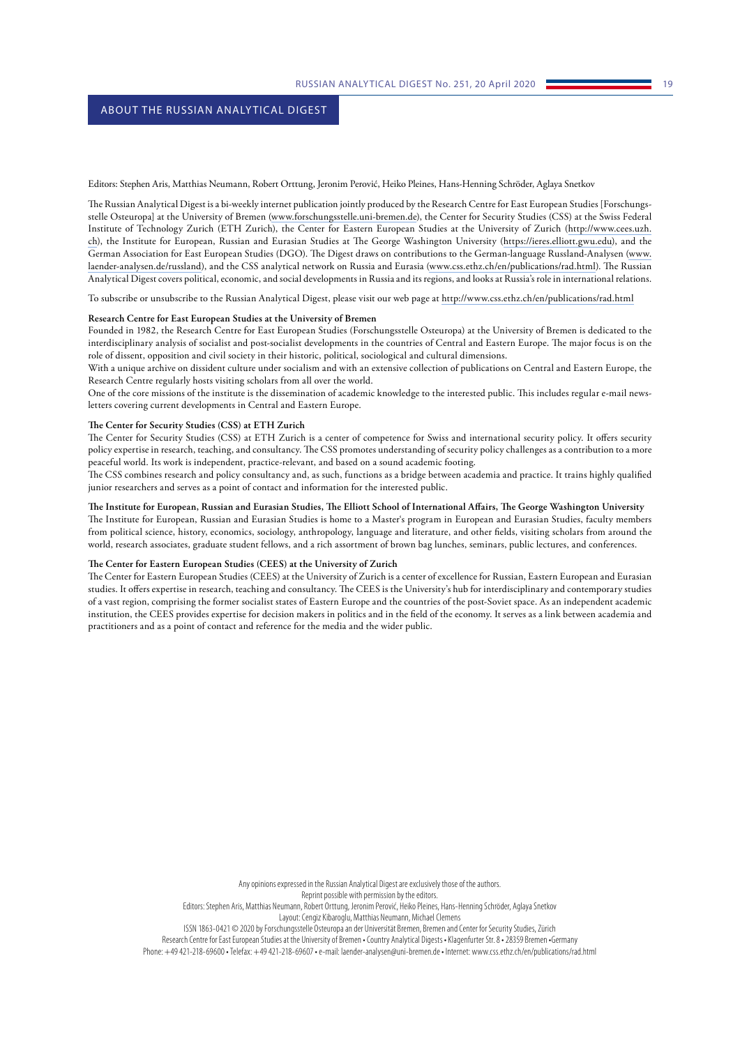## ABOUT THE RUSSIAN ANALYTICAL DIGEST

Editors: Stephen Aris, Matthias Neumann, Robert Orttung, Jeronim Perović, Heiko Pleines, Hans-Henning Schröder, Aglaya Snetkov

The Russian Analytical Digest is a bi-weekly internet publication jointly produced by the Research Centre for East European Studies [Forschungsstelle Osteuropa] at the University of Bremen (www.forschungsstelle.uni-bremen.de), the Center for Security Studies (CSS) at the Swiss Federal Institute of Technology Zurich (ETH Zurich), the Center for Eastern European Studies at the University of Zurich (http://www.cees.uzh.ch), the Institute for European, Russian and Eurasian Studies at The George Washington University (https://ieres.elliott.gwu.edu), and the German Association for East European Studies (DGO). The Digest draws on contributions to the German-language Russland-Analysen (www.laender-analysen.de/russland), and the CSS analytical network on Russia and Eurasia (www.css.ethz.ch/en/publications/rad.html). The Russian Analytical Digest covers political, economic, and social developments in Russia and its regions, and looks at Russia's role in international relations.

To subscribe or unsubscribe to the Russian Analytical Digest, please visit our web page at http://www.css.ethz.ch/en/publications/rad.html

**Research Centre for East European Studies at the University of Bremen**

Founded in 1982, the Research Centre for East European Studies (Forschungsstelle Osteuropa) at the University of Bremen is dedicated to the interdisciplinary analysis of socialist and post-socialist developments in the countries of Central and Eastern Europe. The major focus is on the role of dissent, opposition and civil society in their historic, political, sociological and cultural dimensions.

With a unique archive on dissident culture under socialism and with an extensive collection of publications on Central and Eastern Europe, the Research Centre regularly hosts visiting scholars from all over the world.

One of the core missions of the institute is the dissemination of academic knowledge to the interested public. This includes regular e-mail newsletters covering current developments in Central and Eastern Europe.

**The Center for Security Studies (CSS) at ETH Zurich**

The Center for Security Studies (CSS) at ETH Zurich is a center of competence for Swiss and international security policy. It offers security policy expertise in research, teaching, and consultancy. The CSS promotes understanding of security policy challenges as a contribution to a more peaceful world. Its work is independent, practice-relevant, and based on a sound academic footing.

The CSS combines research and policy consultancy and, as such, functions as a bridge between academia and practice. It trains highly qualified junior researchers and serves as a point of contact and information for the interested public.

**The Institute for European, Russian and Eurasian Studies, The Elliott School of International Affairs, The George Washington University**

The Institute for European, Russian and Eurasian Studies is home to a Master's program in European and Eurasian Studies, faculty members from political science, history, economics, sociology, anthropology, language and literature, and other fields, visiting scholars from around the world, research associates, graduate student fellows, and a rich assortment of brown bag lunches, seminars, public lectures, and conferences.

**The Center for Eastern European Studies (CEES) at the University of Zurich**

The Center for Eastern European Studies (CEES) at the University of Zurich is a center of excellence for Russian, Eastern European and Eurasian studies. It offers expertise in research, teaching and consultancy. The CEES is the University's hub for interdisciplinary and contemporary studies of a vast region, comprising the former socialist states of Eastern Europe and the countries of the post-Soviet space. As an independent academic institution, the CEES provides expertise for decision makers in politics and in the field of the economy. It serves as a link between academia and practitioners and as a point of contact and reference for the media and the wider public.

Any opinions expressed in the Russian Analytical Digest are exclusively those of the authors.
Reprint possible with permission by the editors.
Editors: Stephen Aris, Matthias Neumann, Robert Orttung, Jeronim Perović, Heiko Pleines, Hans-Henning Schröder, Aglaya Snetkov
Layout: Cengiz Kibaroglu, Matthias Neumann, Michael Clemens
ISSN 1863-0421 © 2020 by Forschungsstelle Osteuropa an der Universität Bremen, Bremen and Center for Security Studies, Zürich
Research Centre for East European Studies at the University of Bremen • Country Analytical Digests • Klagenfurter Str. 8 • 28359 Bremen • Germany
Phone: +49 421-218-69600 • Telefax: +49 421-218-69607 • e-mail: laender-analysen@uni-bremen.de • Internet: www.css.ethz.ch/en/publications/rad.html